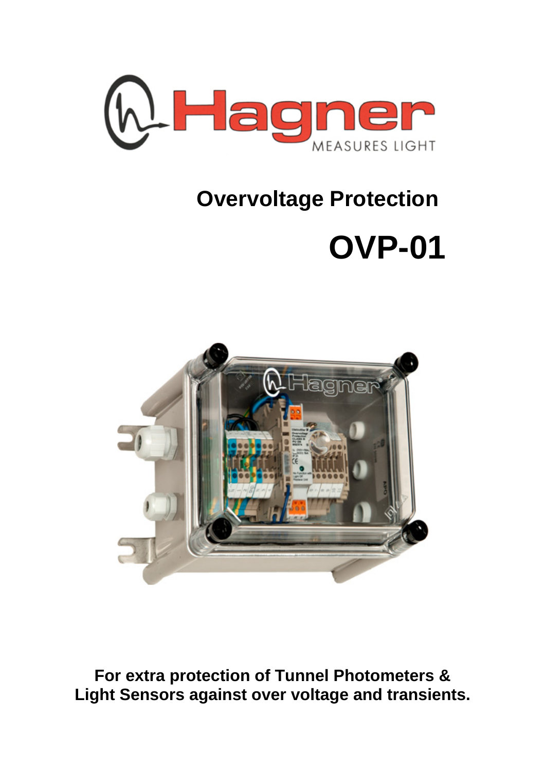# Overvoltage Protection

# OVP-01

**For extra protection of Tunnel Photometers & Light Sensors against over voltage and transients.**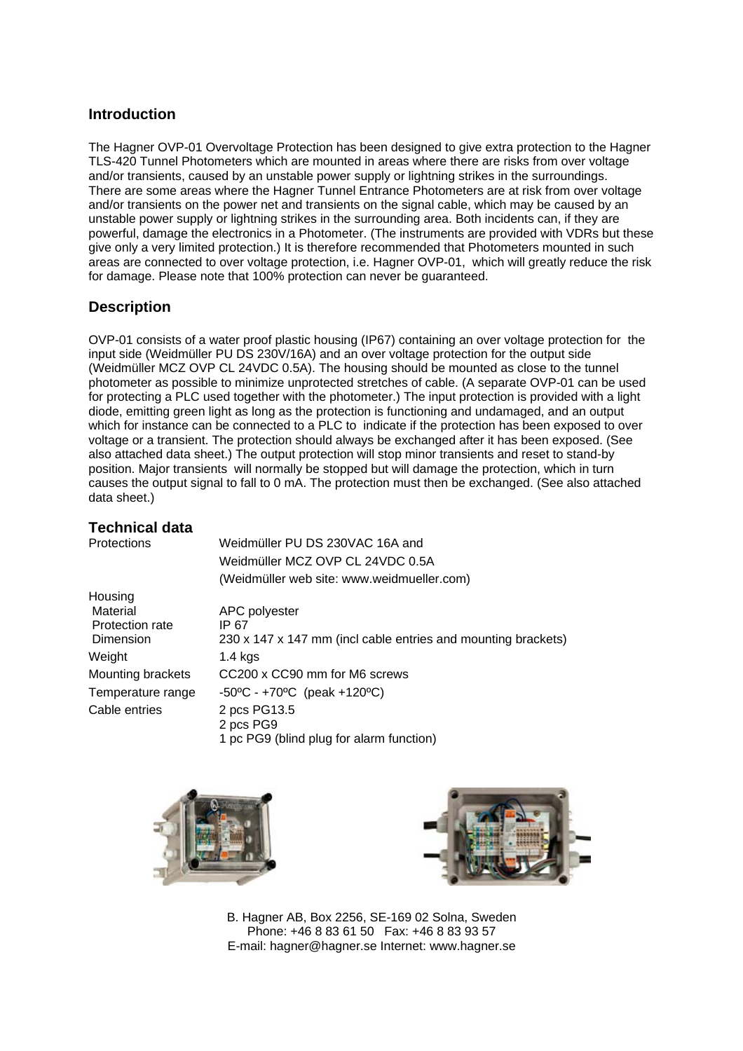## Introduction

The Hagner OVP-01 Overvoltage Protection has been designed to give extra protection to the Hagner TLS-420 Tunnel Photometers which are mounted in areas where there are risks from over voltage and/or transients, caused by an unstable power supply or lightning strikes in the surroundings. There are some areas where the Hagner Tunnel Entrance Photometers are at risk from over voltage and/or transients on the power net and transients on the signal cable, which may be caused by an unstable power supply or lightning strikes in the surrounding area. Both incidents can, if they are powerful, damage the electronics in a Photometer. (The instruments are provided with VDRs but these give only a very limited protection.) It is therefore recommended that Photometers mounted in such areas are connected to over voltage protection, i.e. Hagner OVP-01, which will greatly reduce the risk for damage. Please note that 100% protection can never be guaranteed.

## Description

OVP-01 consists of a water proof plastic housing (IP67) containing an over voltage protection for the input side (Weidmüller PU DS 230V/16A) and an over voltage protection for the output side (Weidmüller MCZ OVP CL 24VDC 0.5A). The housing should be mounted as close to the tunnel photometer as possible to minimize unprotected stretches of cable. (A separate OVP-01 can be used for protecting a PLC used together with the photometer.) The input protection is provided with a light diode, emitting green light as long as the protection is functioning and undamaged, and an output which for instance can be connected to a PLC to indicate if the protection has been exposed to over voltage or a transient. The protection should always be exchanged after it has been exposed. (See also attached data sheet.) The output protection will stop minor transients and reset to stand-by position. Major transients will normally be stopped but will damage the protection, which in turn causes the output signal to fall to 0 mA. The protection must then be exchanged. (See also attached data sheet.)

## Technical data

| | |
|---|---|
| Protections | Weidmüller PU DS 230VAC 16A and<br>Weidmüller MCZ OVP CL 24VDC 0.5A<br>(Weidmüller web site: www.weidmueller.com) |
| Housing | |
| Material | APC polyester |
| Protection rate | IP 67 |
| Dimension | 230 x 147 x 147 mm (incl cable entries and mounting brackets) |
| Weight | 1.4 kgs |
| Mounting brackets | CC200 x CC90 mm for M6 screws |
| Temperature range | -50ºC - +70ºC (peak +120ºC) |
| Cable entries | 2 pcs PG13.5<br>2 pcs PG9<br>1 pc PG9 (blind plug for alarm function) |

B. Hagner AB, Box 2256, SE-169 02 Solna, Sweden
Phone: +46 8 83 61 50 Fax: +46 8 83 93 57
E-mail: hagner@hagner.se Internet: www.hagner.se